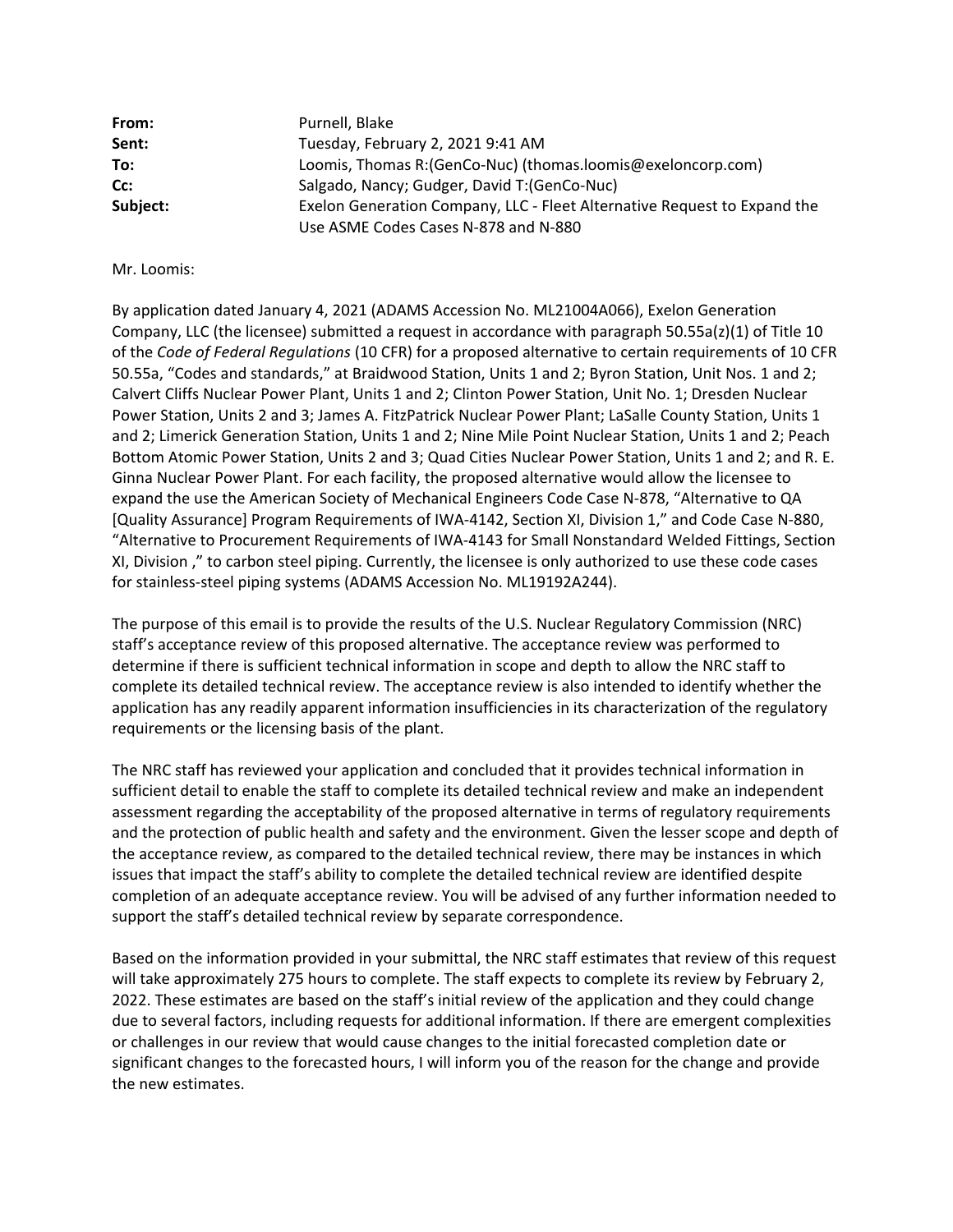| | |
|---|---|
| **From:** | Purnell, Blake |
| **Sent:** | Tuesday, February 2, 2021 9:41 AM |
| **To:** | Loomis, Thomas R:(GenCo-Nuc) (thomas.loomis@exeloncorp.com) |
| **Cc:** | Salgado, Nancy; Gudger, David T:(GenCo-Nuc) |
| **Subject:** | Exelon Generation Company, LLC - Fleet Alternative Request to Expand the Use ASME Codes Cases N-878 and N-880 |

Mr. Loomis:

By application dated January 4, 2021 (ADAMS Accession No. ML21004A066), Exelon Generation Company, LLC (the licensee) submitted a request in accordance with paragraph 50.55a(z)(1) of Title 10 of the *Code of Federal Regulations* (10 CFR) for a proposed alternative to certain requirements of 10 CFR 50.55a, "Codes and standards," at Braidwood Station, Units 1 and 2; Byron Station, Unit Nos. 1 and 2; Calvert Cliffs Nuclear Power Plant, Units 1 and 2; Clinton Power Station, Unit No. 1; Dresden Nuclear Power Station, Units 2 and 3; James A. FitzPatrick Nuclear Power Plant; LaSalle County Station, Units 1 and 2; Limerick Generation Station, Units 1 and 2; Nine Mile Point Nuclear Station, Units 1 and 2; Peach Bottom Atomic Power Station, Units 2 and 3; Quad Cities Nuclear Power Station, Units 1 and 2; and R. E. Ginna Nuclear Power Plant. For each facility, the proposed alternative would allow the licensee to expand the use the American Society of Mechanical Engineers Code Case N-878, "Alternative to QA [Quality Assurance] Program Requirements of IWA-4142, Section XI, Division 1," and Code Case N-880, "Alternative to Procurement Requirements of IWA-4143 for Small Nonstandard Welded Fittings, Section XI, Division ," to carbon steel piping. Currently, the licensee is only authorized to use these code cases for stainless-steel piping systems (ADAMS Accession No. ML19192A244).

The purpose of this email is to provide the results of the U.S. Nuclear Regulatory Commission (NRC) staff's acceptance review of this proposed alternative. The acceptance review was performed to determine if there is sufficient technical information in scope and depth to allow the NRC staff to complete its detailed technical review. The acceptance review is also intended to identify whether the application has any readily apparent information insufficiencies in its characterization of the regulatory requirements or the licensing basis of the plant.

The NRC staff has reviewed your application and concluded that it provides technical information in sufficient detail to enable the staff to complete its detailed technical review and make an independent assessment regarding the acceptability of the proposed alternative in terms of regulatory requirements and the protection of public health and safety and the environment. Given the lesser scope and depth of the acceptance review, as compared to the detailed technical review, there may be instances in which issues that impact the staff's ability to complete the detailed technical review are identified despite completion of an adequate acceptance review. You will be advised of any further information needed to support the staff's detailed technical review by separate correspondence.

Based on the information provided in your submittal, the NRC staff estimates that review of this request will take approximately 275 hours to complete. The staff expects to complete its review by February 2, 2022. These estimates are based on the staff's initial review of the application and they could change due to several factors, including requests for additional information. If there are emergent complexities or challenges in our review that would cause changes to the initial forecasted completion date or significant changes to the forecasted hours, I will inform you of the reason for the change and provide the new estimates.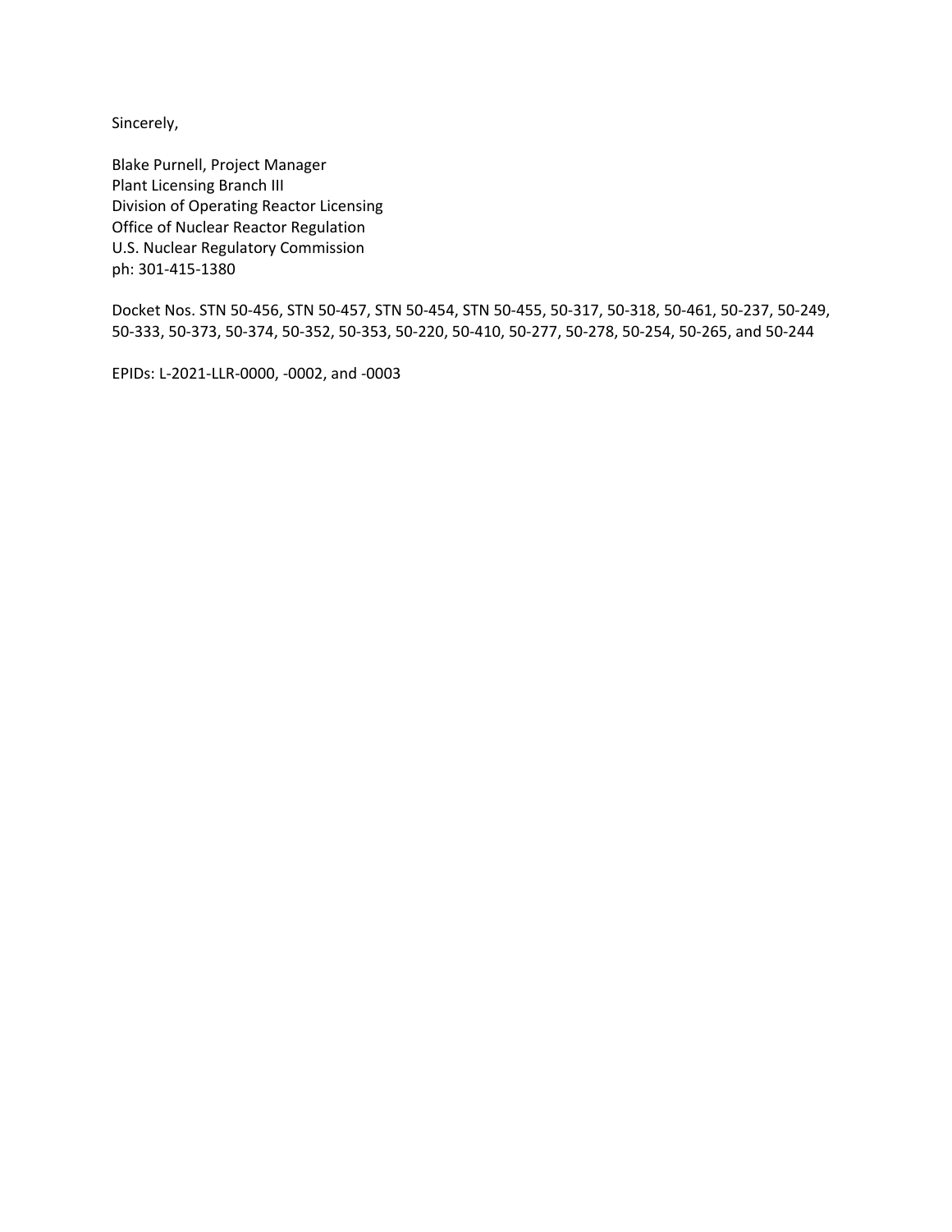Sincerely,

Blake Purnell, Project Manager  
Plant Licensing Branch III  
Division of Operating Reactor Licensing  
Office of Nuclear Reactor Regulation  
U.S. Nuclear Regulatory Commission  
ph: 301-415-1380

Docket Nos. STN 50-456, STN 50-457, STN 50-454, STN 50-455, 50-317, 50-318, 50-461, 50-237, 50-249, 50-333, 50-373, 50-374, 50-352, 50-353, 50-220, 50-410, 50-277, 50-278, 50-254, 50-265, and 50-244

EPIDs: L-2021-LLR-0000, -0002, and -0003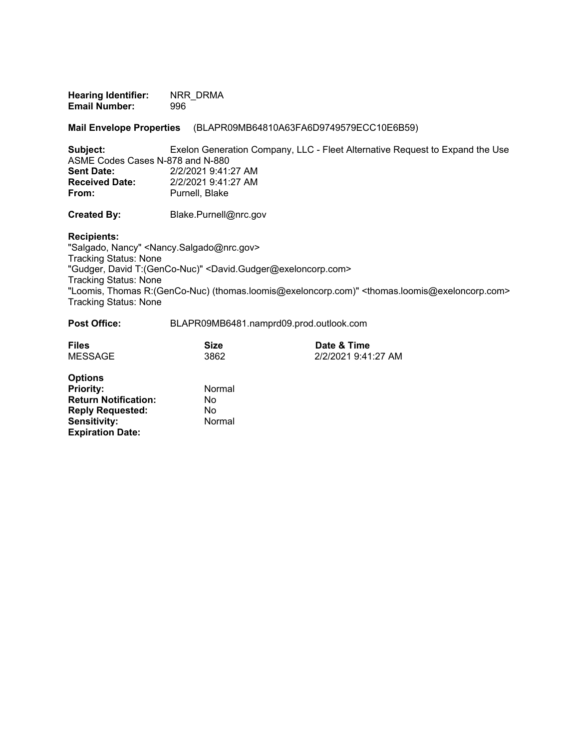**Hearing Identifier:** NRR_DRMA
**Email Number:** 996

**Mail Envelope Properties** (BLAPR09MB64810A63FA6D9749579ECC10E6B59)

**Subject:** Exelon Generation Company, LLC - Fleet Alternative Request to Expand the Use ASME Codes Cases N-878 and N-880
**Sent Date:** 2/2/2021 9:41:27 AM
**Received Date:** 2/2/2021 9:41:27 AM
**From:** Purnell, Blake

**Created By:** Blake.Purnell@nrc.gov

**Recipients:**
"Salgado, Nancy" <Nancy.Salgado@nrc.gov>
Tracking Status: None
"Gudger, David T:(GenCo-Nuc)" <David.Gudger@exeloncorp.com>
Tracking Status: None
"Loomis, Thomas R:(GenCo-Nuc) (thomas.loomis@exeloncorp.com)" <thomas.loomis@exeloncorp.com>
Tracking Status: None

**Post Office:** BLAPR09MB6481.namprd09.prod.outlook.com

| **Files** | **Size** | **Date & Time** |
| --- | --- | --- |
| MESSAGE | 3862 | 2/2/2021 9:41:27 AM |

**Options**
**Priority:** Normal
**Return Notification:** No
**Reply Requested:** No
**Sensitivity:** Normal
**Expiration Date:**